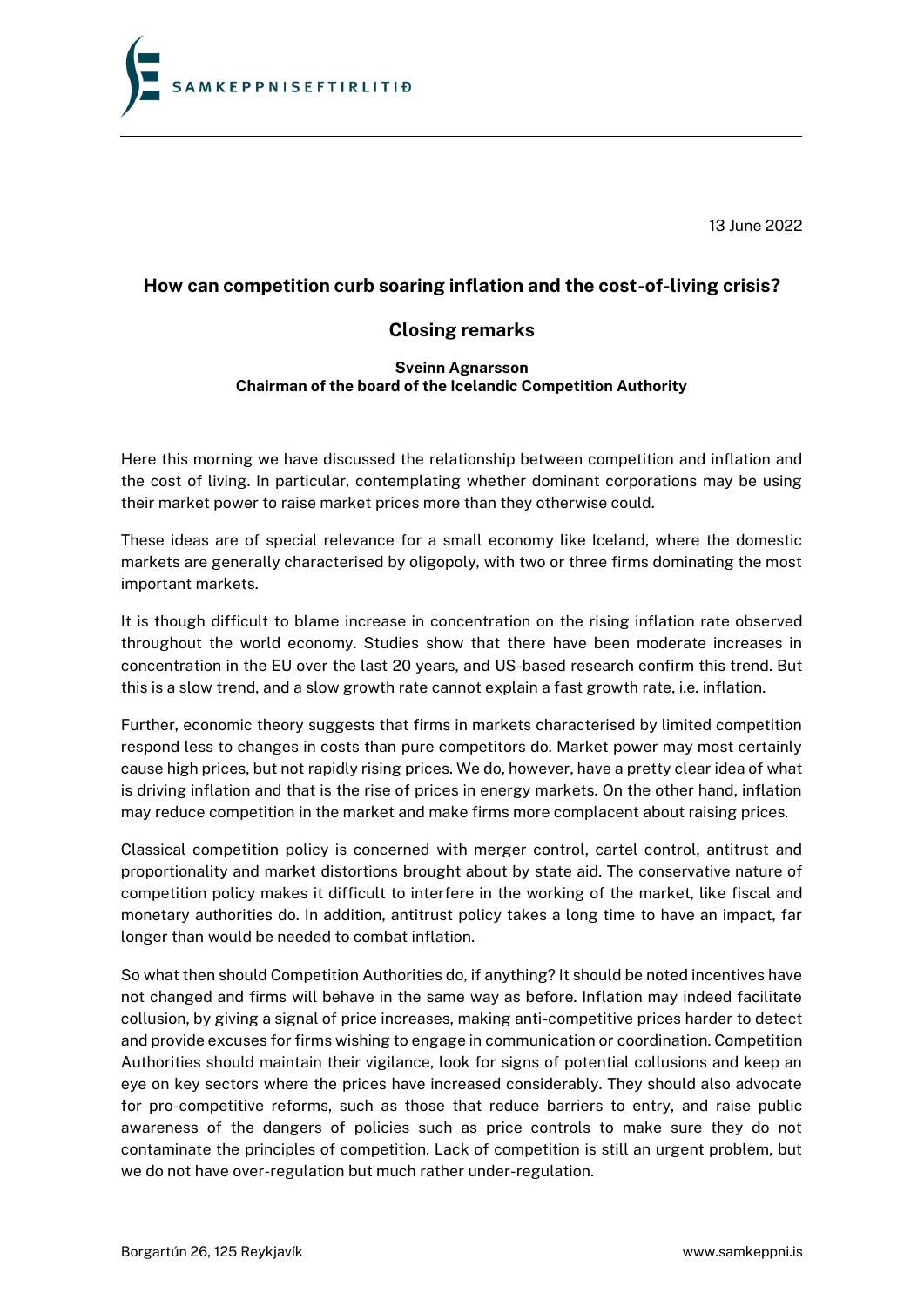SAMKEPPNISEFTIRLITIÐ

13 June 2022

# How can competition curb soaring inflation and the cost-of-living crisis?

## Closing remarks

**Sveinn Agnarsson**
**Chairman of the board of the Icelandic Competition Authority**

Here this morning we have discussed the relationship between competition and inflation and the cost of living. In particular, contemplating whether dominant corporations may be using their market power to raise market prices more than they otherwise could.

These ideas are of special relevance for a small economy like Iceland, where the domestic markets are generally characterised by oligopoly, with two or three firms dominating the most important markets.

It is though difficult to blame increase in concentration on the rising inflation rate observed throughout the world economy. Studies show that there have been moderate increases in concentration in the EU over the last 20 years, and US-based research confirm this trend. But this is a slow trend, and a slow growth rate cannot explain a fast growth rate, i.e. inflation.

Further, economic theory suggests that firms in markets characterised by limited competition respond less to changes in costs than pure competitors do. Market power may most certainly cause high prices, but not rapidly rising prices. We do, however, have a pretty clear idea of what is driving inflation and that is the rise of prices in energy markets. On the other hand, inflation may reduce competition in the market and make firms more complacent about raising prices.

Classical competition policy is concerned with merger control, cartel control, antitrust and proportionality and market distortions brought about by state aid. The conservative nature of competition policy makes it difficult to interfere in the working of the market, like fiscal and monetary authorities do. In addition, antitrust policy takes a long time to have an impact, far longer than would be needed to combat inflation.

So what then should Competition Authorities do, if anything? It should be noted incentives have not changed and firms will behave in the same way as before. Inflation may indeed facilitate collusion, by giving a signal of price increases, making anti-competitive prices harder to detect and provide excuses for firms wishing to engage in communication or coordination. Competition Authorities should maintain their vigilance, look for signs of potential collusions and keep an eye on key sectors where the prices have increased considerably. They should also advocate for pro-competitive reforms, such as those that reduce barriers to entry, and raise public awareness of the dangers of policies such as price controls to make sure they do not contaminate the principles of competition. Lack of competition is still an urgent problem, but we do not have over-regulation but much rather under-regulation.

Borgartún 26, 125 Reykjavík www.samkeppni.is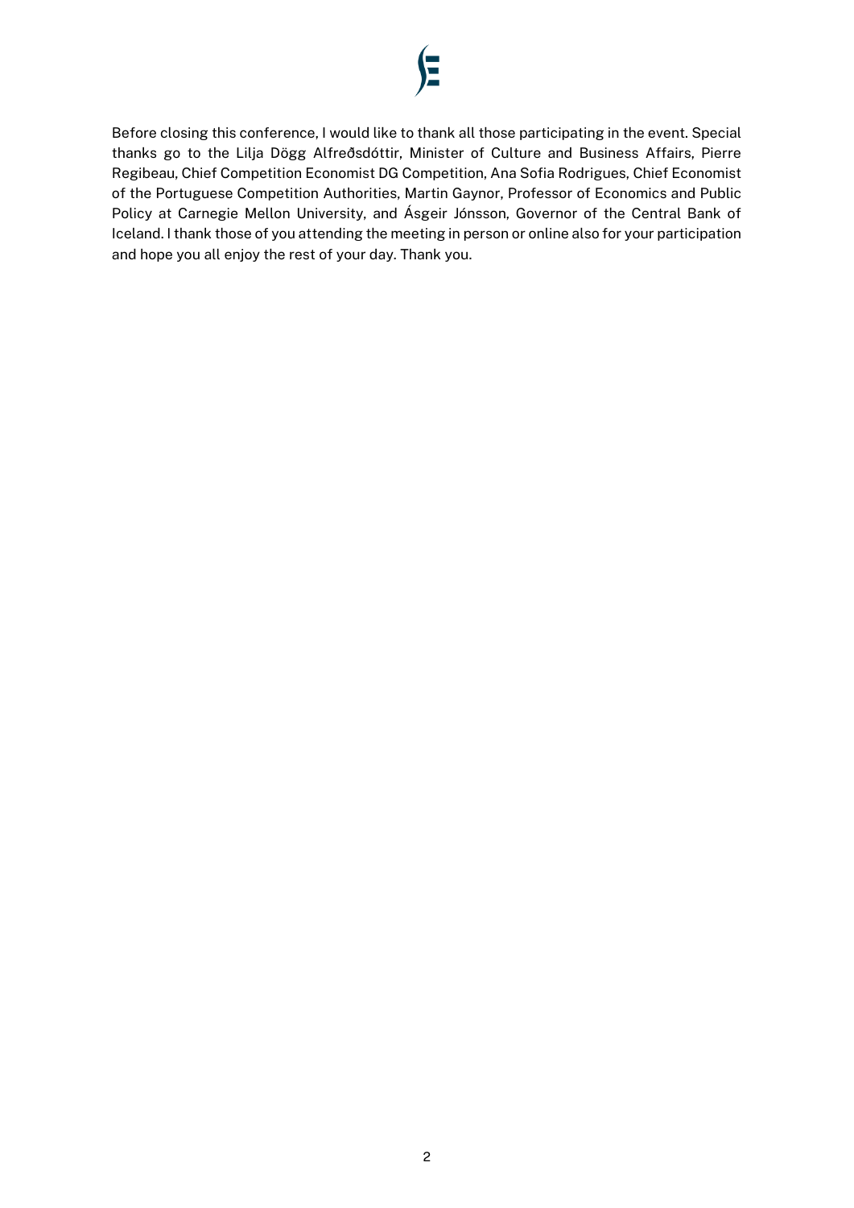Before closing this conference, I would like to thank all those participating in the event. Special thanks go to the Lilja Dögg Alfreðsdóttir, Minister of Culture and Business Affairs, Pierre Regibeau, Chief Competition Economist DG Competition, Ana Sofia Rodrigues, Chief Economist of the Portuguese Competition Authorities, Martin Gaynor, Professor of Economics and Public Policy at Carnegie Mellon University, and Ásgeir Jónsson, Governor of the Central Bank of Iceland. I thank those of you attending the meeting in person or online also for your participation and hope you all enjoy the rest of your day. Thank you.